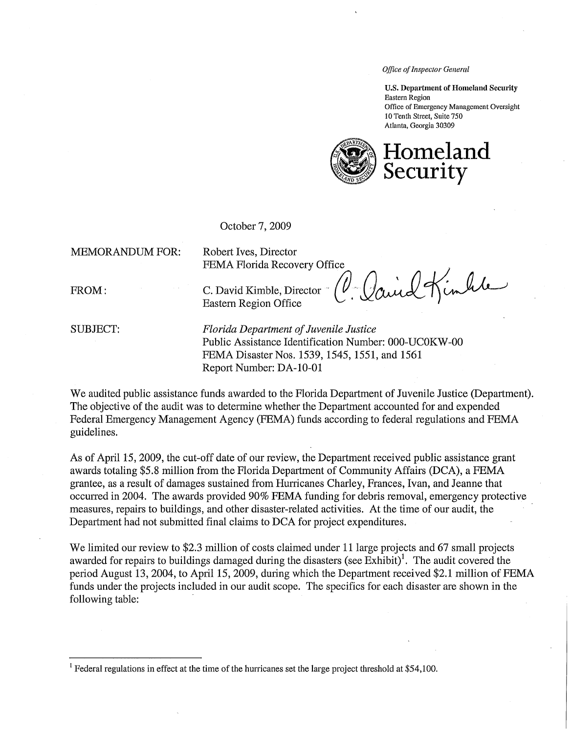*Office of Inspector General*

**U.S. Department of Homeland Security**
Eastern Region
Office of Emergency Management Oversight
10 Tenth Street, Suite 750
Atlanta, Georgia 30309

# Homeland Security

October 7, 2009

MEMORANDUM FOR: Robert Ives, Director
FEMA Florida Recovery Office

FROM: C. David Kimble, Director
Eastern Region Office

SUBJECT: *Florida Department of Juvenile Justice*
Public Assistance Identification Number: 000-UC0KW-00
FEMA Disaster Nos. 1539, 1545, 1551, and 1561
Report Number: DA-10-01

We audited public assistance funds awarded to the Florida Department of Juvenile Justice (Department). The objective of the audit was to determine whether the Department accounted for and expended Federal Emergency Management Agency (FEMA) funds according to federal regulations and FEMA guidelines.

As of April 15, 2009, the cut-off date of our review, the Department received public assistance grant awards totaling $5.8 million from the Florida Department of Community Affairs (DCA), a FEMA grantee, as a result of damages sustained from Hurricanes Charley, Frances, Ivan, and Jeanne that occurred in 2004. The awards provided 90% FEMA funding for debris removal, emergency protective measures, repairs to buildings, and other disaster-related activities. At the time of our audit, the Department had not submitted final claims to DCA for project expenditures.

We limited our review to $2.3 million of costs claimed under 11 large projects and 67 small projects awarded for repairs to buildings damaged during the disasters (see Exhibit)[1]. The audit covered the period August 13, 2004, to April 15, 2009, during which the Department received $2.1 million of FEMA funds under the projects included in our audit scope. The specifics for each disaster are shown in the following table:

[1] Federal regulations in effect at the time of the hurricanes set the large project threshold at $54,100.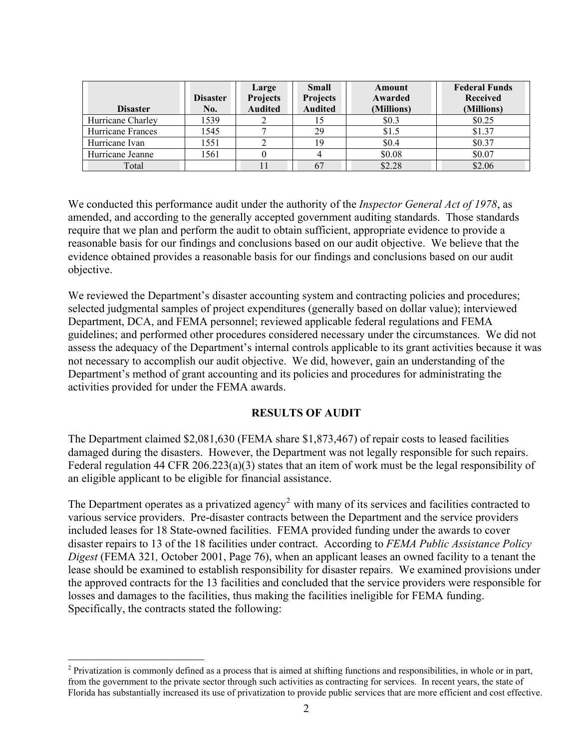| Disaster | Disaster No. | Large Projects Audited | Small Projects Audited | Amount Awarded (Millions) | Federal Funds Received (Millions) |
|---|---|---|---|---|---|
| Hurricane Charley | 1539 | 2 | 15 | $0.3 | $0.25 |
| Hurricane Frances | 1545 | 7 | 29 | $1.5 | $1.37 |
| Hurricane Ivan | 1551 | 2 | 19 | $0.4 | $0.37 |
| Hurricane Jeanne | 1561 | 0 | 4 | $0.08 | $0.07 |
| Total | | 11 | 67 | $2.28 | $2.06 |

We conducted this performance audit under the authority of the *Inspector General Act of 1978*, as amended, and according to the generally accepted government auditing standards. Those standards require that we plan and perform the audit to obtain sufficient, appropriate evidence to provide a reasonable basis for our findings and conclusions based on our audit objective. We believe that the evidence obtained provides a reasonable basis for our findings and conclusions based on our audit objective.

We reviewed the Department's disaster accounting system and contracting policies and procedures; selected judgmental samples of project expenditures (generally based on dollar value); interviewed Department, DCA, and FEMA personnel; reviewed applicable federal regulations and FEMA guidelines; and performed other procedures considered necessary under the circumstances. We did not assess the adequacy of the Department's internal controls applicable to its grant activities because it was not necessary to accomplish our audit objective. We did, however, gain an understanding of the Department's method of grant accounting and its policies and procedures for administrating the activities provided for under the FEMA awards.

## RESULTS OF AUDIT

The Department claimed $2,081,630 (FEMA share $1,873,467) of repair costs to leased facilities damaged during the disasters. However, the Department was not legally responsible for such repairs. Federal regulation 44 CFR 206.223(a)(3) states that an item of work must be the legal responsibility of an eligible applicant to be eligible for financial assistance.

The Department operates as a privatized agency[2] with many of its services and facilities contracted to various service providers. Pre-disaster contracts between the Department and the service providers included leases for 18 State-owned facilities. FEMA provided funding under the awards to cover disaster repairs to 13 of the 18 facilities under contract. According to *FEMA Public Assistance Policy Digest* (FEMA 321*,* October 2001, Page 76), when an applicant leases an owned facility to a tenant the lease should be examined to establish responsibility for disaster repairs. We examined provisions under the approved contracts for the 13 facilities and concluded that the service providers were responsible for losses and damages to the facilities, thus making the facilities ineligible for FEMA funding. Specifically, the contracts stated the following:

---

[2] Privatization is commonly defined as a process that is aimed at shifting functions and responsibilities, in whole or in part, from the government to the private sector through such activities as contracting for services. In recent years, the state of Florida has substantially increased its use of privatization to provide public services that are more efficient and cost effective.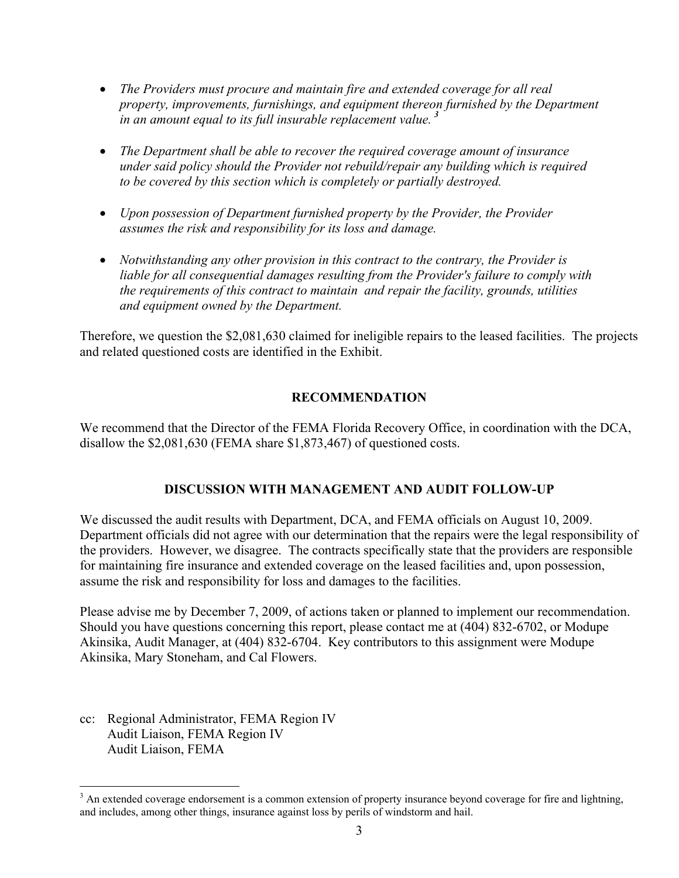- *The Providers must procure and maintain fire and extended coverage for all real property, improvements, furnishings, and equipment thereon furnished by the Department in an amount equal to its full insurable replacement value.*[3]

- *The Department shall be able to recover the required coverage amount of insurance under said policy should the Provider not rebuild/repair any building which is required to be covered by this section which is completely or partially destroyed.*

- *Upon possession of Department furnished property by the Provider, the Provider assumes the risk and responsibility for its loss and damage.*

- *Notwithstanding any other provision in this contract to the contrary, the Provider is liable for all consequential damages resulting from the Provider's failure to comply with the requirements of this contract to maintain and repair the facility, grounds, utilities and equipment owned by the Department.*

Therefore, we question the $2,081,630 claimed for ineligible repairs to the leased facilities. The projects and related questioned costs are identified in the Exhibit.

## RECOMMENDATION

We recommend that the Director of the FEMA Florida Recovery Office, in coordination with the DCA, disallow the $2,081,630 (FEMA share $1,873,467) of questioned costs.

## DISCUSSION WITH MANAGEMENT AND AUDIT FOLLOW-UP

We discussed the audit results with Department, DCA, and FEMA officials on August 10, 2009. Department officials did not agree with our determination that the repairs were the legal responsibility of the providers. However, we disagree. The contracts specifically state that the providers are responsible for maintaining fire insurance and extended coverage on the leased facilities and, upon possession, assume the risk and responsibility for loss and damages to the facilities.

Please advise me by December 7, 2009, of actions taken or planned to implement our recommendation. Should you have questions concerning this report, please contact me at (404) 832-6702, or Modupe Akinsika, Audit Manager, at (404) 832-6704. Key contributors to this assignment were Modupe Akinsika, Mary Stoneham, and Cal Flowers.

cc: Regional Administrator, FEMA Region IV
    Audit Liaison, FEMA Region IV
    Audit Liaison, FEMA

[3] An extended coverage endorsement is a common extension of property insurance beyond coverage for fire and lightning, and includes, among other things, insurance against loss by perils of windstorm and hail.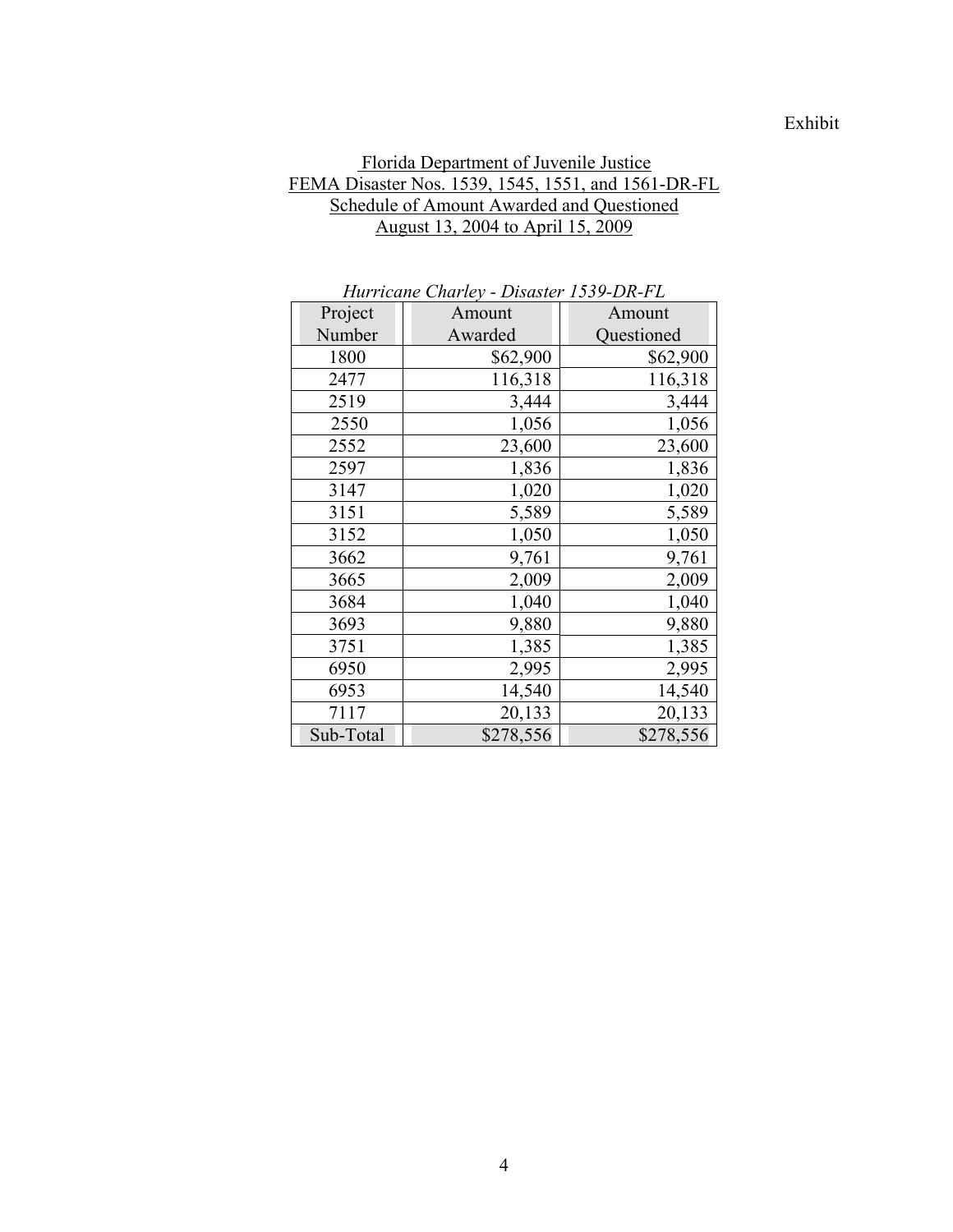Exhibit

Florida Department of Juvenile Justice
FEMA Disaster Nos. 1539, 1545, 1551, and 1561-DR-FL
Schedule of Amount Awarded and Questioned
August 13, 2004 to April 15, 2009

*Hurricane Charley - Disaster 1539-DR-FL*

| Project Number | Amount Awarded | Amount Questioned |
|---|---|---|
| 1800 | $62,900 | $62,900 |
| 2477 | 116,318 | 116,318 |
| 2519 | 3,444 | 3,444 |
| 2550 | 1,056 | 1,056 |
| 2552 | 23,600 | 23,600 |
| 2597 | 1,836 | 1,836 |
| 3147 | 1,020 | 1,020 |
| 3151 | 5,589 | 5,589 |
| 3152 | 1,050 | 1,050 |
| 3662 | 9,761 | 9,761 |
| 3665 | 2,009 | 2,009 |
| 3684 | 1,040 | 1,040 |
| 3693 | 9,880 | 9,880 |
| 3751 | 1,385 | 1,385 |
| 6950 | 2,995 | 2,995 |
| 6953 | 14,540 | 14,540 |
| 7117 | 20,133 | 20,133 |
| Sub-Total | $278,556 | $278,556 |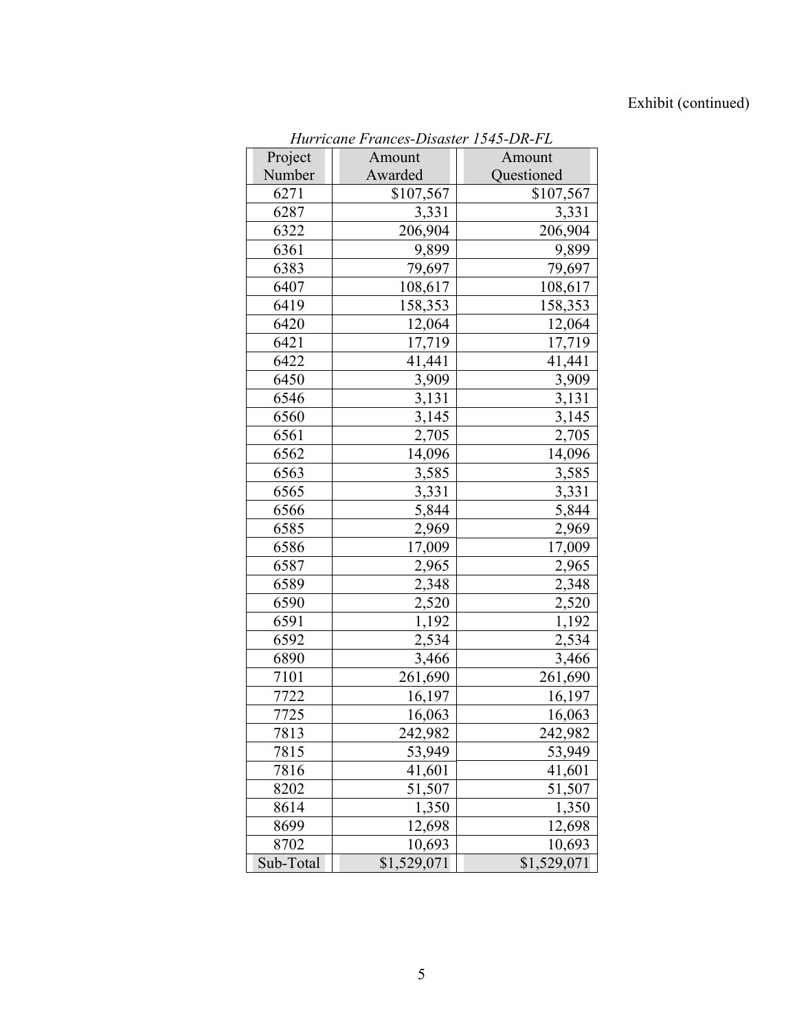Exhibit (continued)

*Hurricane Frances-Disaster 1545-DR-FL*

| Project Number | Amount Awarded | Amount Questioned |
|---|---|---|
| 6271 | $107,567 | $107,567 |
| 6287 | 3,331 | 3,331 |
| 6322 | 206,904 | 206,904 |
| 6361 | 9,899 | 9,899 |
| 6383 | 79,697 | 79,697 |
| 6407 | 108,617 | 108,617 |
| 6419 | 158,353 | 158,353 |
| 6420 | 12,064 | 12,064 |
| 6421 | 17,719 | 17,719 |
| 6422 | 41,441 | 41,441 |
| 6450 | 3,909 | 3,909 |
| 6546 | 3,131 | 3,131 |
| 6560 | 3,145 | 3,145 |
| 6561 | 2,705 | 2,705 |
| 6562 | 14,096 | 14,096 |
| 6563 | 3,585 | 3,585 |
| 6565 | 3,331 | 3,331 |
| 6566 | 5,844 | 5,844 |
| 6585 | 2,969 | 2,969 |
| 6586 | 17,009 | 17,009 |
| 6587 | 2,965 | 2,965 |
| 6589 | 2,348 | 2,348 |
| 6590 | 2,520 | 2,520 |
| 6591 | 1,192 | 1,192 |
| 6592 | 2,534 | 2,534 |
| 6890 | 3,466 | 3,466 |
| 7101 | 261,690 | 261,690 |
| 7722 | 16,197 | 16,197 |
| 7725 | 16,063 | 16,063 |
| 7813 | 242,982 | 242,982 |
| 7815 | 53,949 | 53,949 |
| 7816 | 41,601 | 41,601 |
| 8202 | 51,507 | 51,507 |
| 8614 | 1,350 | 1,350 |
| 8699 | 12,698 | 12,698 |
| 8702 | 10,693 | 10,693 |
| Sub-Total | $1,529,071 | $1,529,071 |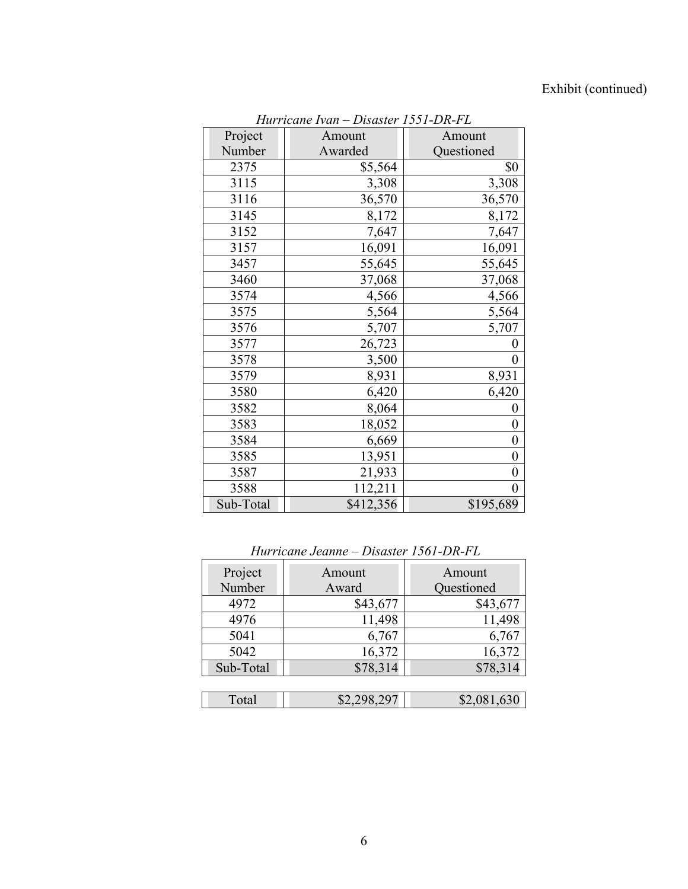Exhibit (continued)

*Hurricane Ivan – Disaster 1551-DR-FL*

| Project Number | Amount Awarded | Amount Questioned |
|---|---|---|
| 2375 | $5,564 | $0 |
| 3115 | 3,308 | 3,308 |
| 3116 | 36,570 | 36,570 |
| 3145 | 8,172 | 8,172 |
| 3152 | 7,647 | 7,647 |
| 3157 | 16,091 | 16,091 |
| 3457 | 55,645 | 55,645 |
| 3460 | 37,068 | 37,068 |
| 3574 | 4,566 | 4,566 |
| 3575 | 5,564 | 5,564 |
| 3576 | 5,707 | 5,707 |
| 3577 | 26,723 | 0 |
| 3578 | 3,500 | 0 |
| 3579 | 8,931 | 8,931 |
| 3580 | 6,420 | 6,420 |
| 3582 | 8,064 | 0 |
| 3583 | 18,052 | 0 |
| 3584 | 6,669 | 0 |
| 3585 | 13,951 | 0 |
| 3587 | 21,933 | 0 |
| 3588 | 112,211 | 0 |
| Sub-Total | $412,356 | $195,689 |

*Hurricane Jeanne – Disaster 1561-DR-FL*

| Project Number | Amount Award | Amount Questioned |
|---|---|---|
| 4972 | $43,677 | $43,677 |
| 4976 | 11,498 | 11,498 |
| 5041 | 6,767 | 6,767 |
| 5042 | 16,372 | 16,372 |
| Sub-Total | $78,314 | $78,314 |

| | | |
|---|---|---|
| Total | $2,298,297 | $2,081,630 |